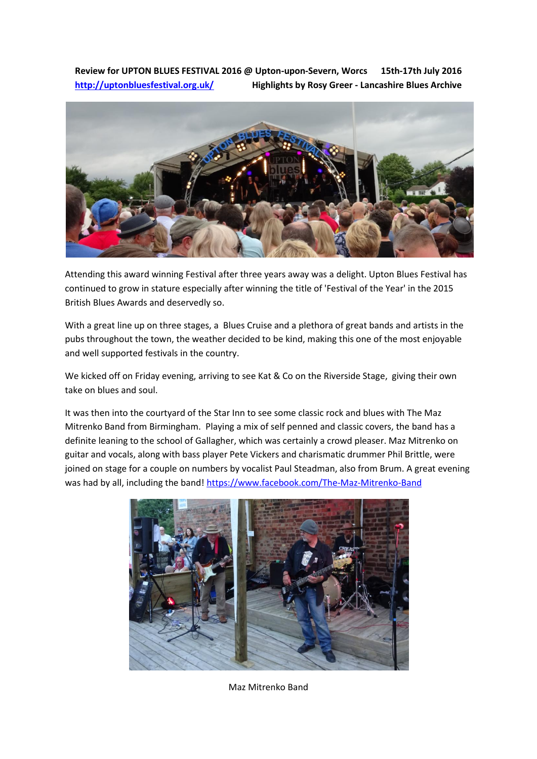**Review for UPTON BLUES FESTIVAL 2016 @ Upton-upon-Severn, Worcs 15th-17th July 2016**
**[http://uptonbluesfestival.org.uk/](http://uptonbluesfestival.org.uk/)** **Highlights by Rosy Greer - Lancashire Blues Archive**

Attending this award winning Festival after three years away was a delight. Upton Blues Festival has continued to grow in stature especially after winning the title of 'Festival of the Year' in the 2015 British Blues Awards and deservedly so.

With a great line up on three stages, a Blues Cruise and a plethora of great bands and artists in the pubs throughout the town, the weather decided to be kind, making this one of the most enjoyable and well supported festivals in the country.

We kicked off on Friday evening, arriving to see Kat & Co on the Riverside Stage, giving their own take on blues and soul.

It was then into the courtyard of the Star Inn to see some classic rock and blues with The Maz Mitrenko Band from Birmingham. Playing a mix of self penned and classic covers, the band has a definite leaning to the school of Gallagher, which was certainly a crowd pleaser. Maz Mitrenko on guitar and vocals, along with bass player Pete Vickers and charismatic drummer Phil Brittle, were joined on stage for a couple on numbers by vocalist Paul Steadman, also from Brum. A great evening was had by all, including the band! [https://www.facebook.com/The-Maz-Mitrenko-Band](https://www.facebook.com/The-Maz-Mitrenko-Band)

Maz Mitrenko Band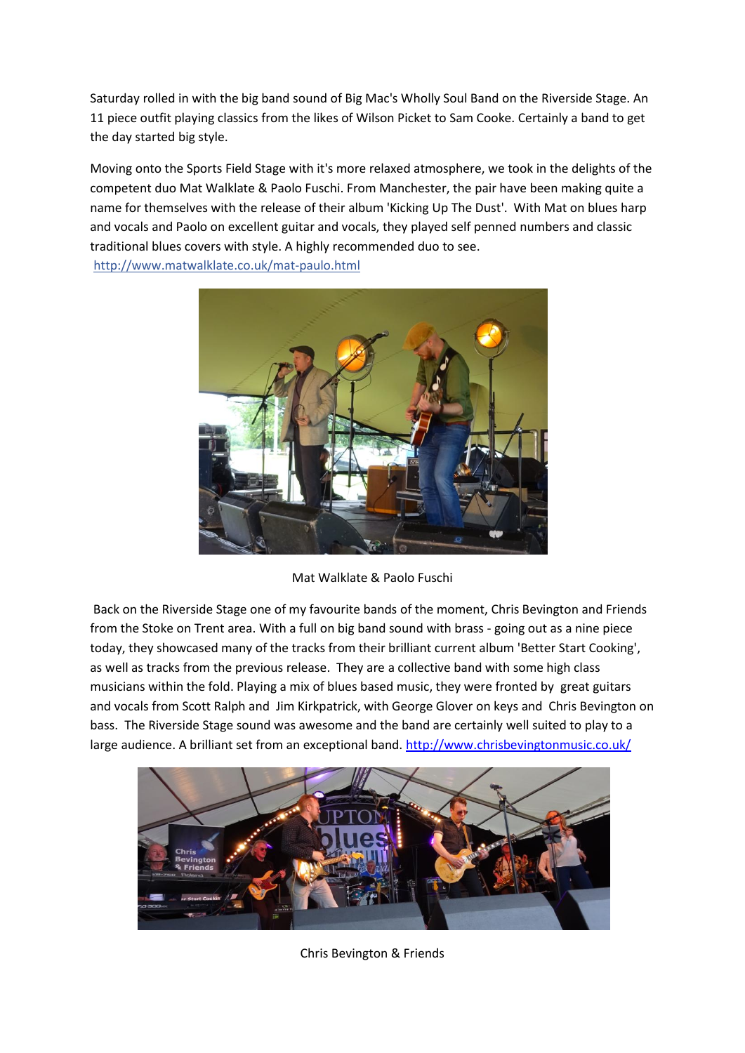Saturday rolled in with the big band sound of Big Mac's Wholly Soul Band on the Riverside Stage. An 11 piece outfit playing classics from the likes of Wilson Picket to Sam Cooke. Certainly a band to get the day started big style.

Moving onto the Sports Field Stage with it's more relaxed atmosphere, we took in the delights of the competent duo Mat Walklate & Paolo Fuschi. From Manchester, the pair have been making quite a name for themselves with the release of their album 'Kicking Up The Dust'. With Mat on blues harp and vocals and Paolo on excellent guitar and vocals, they played self penned numbers and classic traditional blues covers with style. A highly recommended duo to see.
http://www.matwalklate.co.uk/mat-paulo.html

Mat Walklate & Paolo Fuschi

Back on the Riverside Stage one of my favourite bands of the moment, Chris Bevington and Friends from the Stoke on Trent area. With a full on big band sound with brass - going out as a nine piece today, they showcased many of the tracks from their brilliant current album 'Better Start Cooking', as well as tracks from the previous release. They are a collective band with some high class musicians within the fold. Playing a mix of blues based music, they were fronted by great guitars and vocals from Scott Ralph and Jim Kirkpatrick, with George Glover on keys and Chris Bevington on bass. The Riverside Stage sound was awesome and the band are certainly well suited to play to a large audience. A brilliant set from an exceptional band. http://www.chrisbevingtonmusic.co.uk/

Chris Bevington & Friends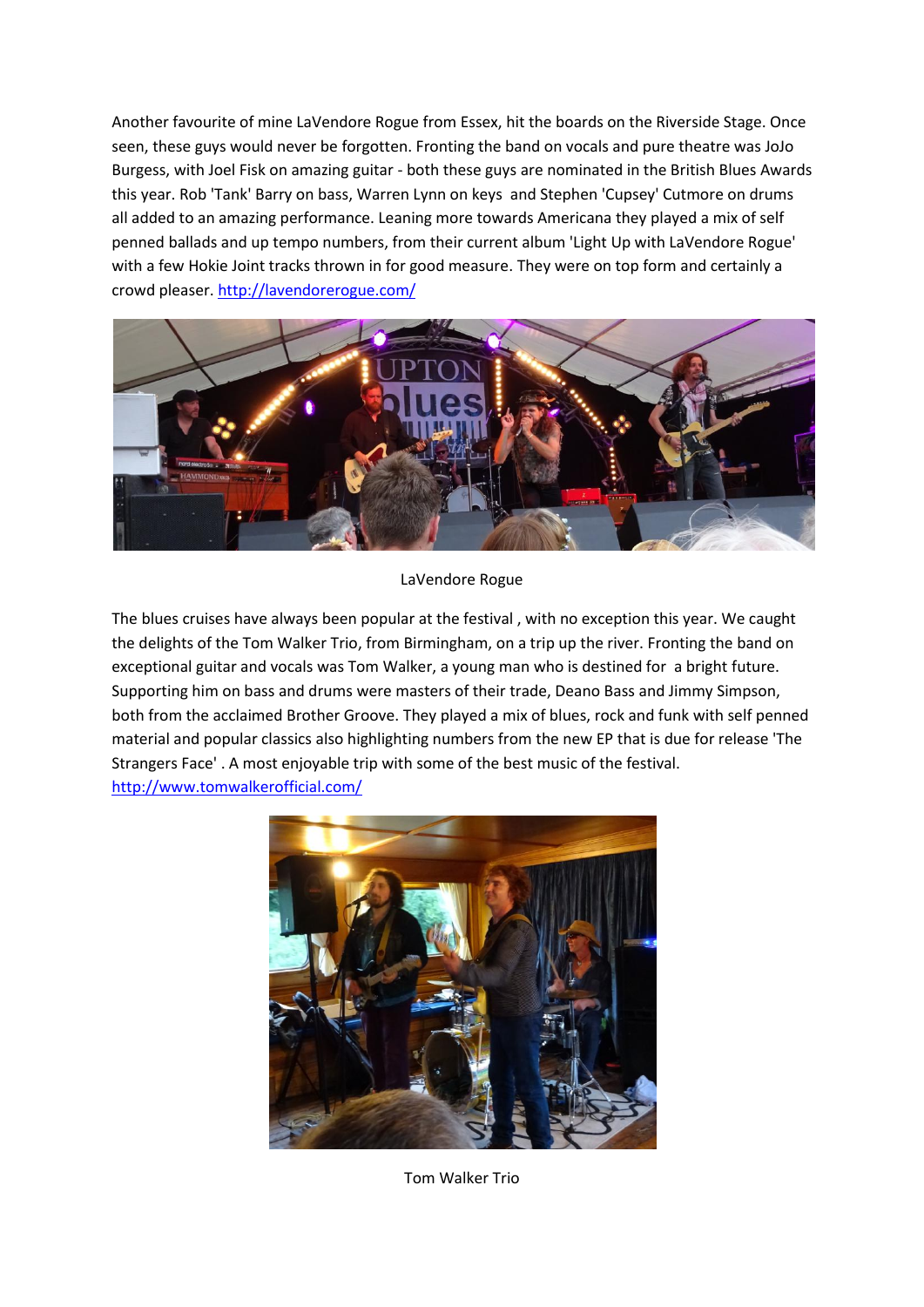Another favourite of mine LaVendore Rogue from Essex, hit the boards on the Riverside Stage. Once seen, these guys would never be forgotten. Fronting the band on vocals and pure theatre was JoJo Burgess, with Joel Fisk on amazing guitar - both these guys are nominated in the British Blues Awards this year. Rob 'Tank' Barry on bass, Warren Lynn on keys and Stephen 'Cupsey' Cutmore on drums all added to an amazing performance. Leaning more towards Americana they played a mix of self penned ballads and up tempo numbers, from their current album 'Light Up with LaVendore Rogue' with a few Hokie Joint tracks thrown in for good measure. They were on top form and certainly a crowd pleaser. http://lavendorerogue.com/

LaVendore Rogue

The blues cruises have always been popular at the festival , with no exception this year. We caught the delights of the Tom Walker Trio, from Birmingham, on a trip up the river. Fronting the band on exceptional guitar and vocals was Tom Walker, a young man who is destined for a bright future. Supporting him on bass and drums were masters of their trade, Deano Bass and Jimmy Simpson, both from the acclaimed Brother Groove. They played a mix of blues, rock and funk with self penned material and popular classics also highlighting numbers from the new EP that is due for release 'The Strangers Face' . A most enjoyable trip with some of the best music of the festival. http://www.tomwalkerofficial.com/

Tom Walker Trio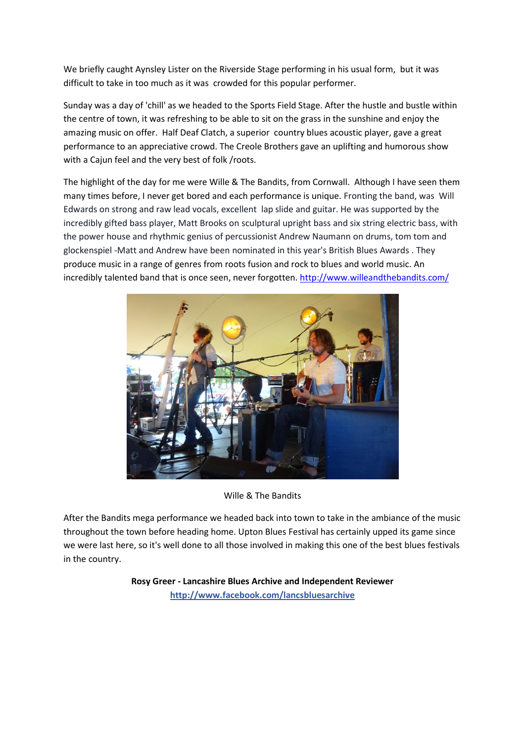We briefly caught Aynsley Lister on the Riverside Stage performing in his usual form, but it was difficult to take in too much as it was crowded for this popular performer.

Sunday was a day of 'chill' as we headed to the Sports Field Stage. After the hustle and bustle within the centre of town, it was refreshing to be able to sit on the grass in the sunshine and enjoy the amazing music on offer. Half Deaf Clatch, a superior country blues acoustic player, gave a great performance to an appreciative crowd. The Creole Brothers gave an uplifting and humorous show with a Cajun feel and the very best of folk /roots.

The highlight of the day for me were Wille & The Bandits, from Cornwall. Although I have seen them many times before, I never get bored and each performance is unique. Fronting the band, was Will Edwards on strong and raw lead vocals, excellent lap slide and guitar. He was supported by the incredibly gifted bass player, Matt Brooks on sculptural upright bass and six string electric bass, with the power house and rhythmic genius of percussionist Andrew Naumann on drums, tom tom and glockenspiel -Matt and Andrew have been nominated in this year's British Blues Awards . They produce music in a range of genres from roots fusion and rock to blues and world music. An incredibly talented band that is once seen, never forgotten. http://www.willeandthebandits.com/

Wille & The Bandits

After the Bandits mega performance we headed back into town to take in the ambiance of the music throughout the town before heading home. Upton Blues Festival has certainly upped its game since we were last here, so it's well done to all those involved in making this one of the best blues festivals in the country.

**Rosy Greer - Lancashire Blues Archive and Independent Reviewer**
**http://www.facebook.com/lancsbluesarchive**